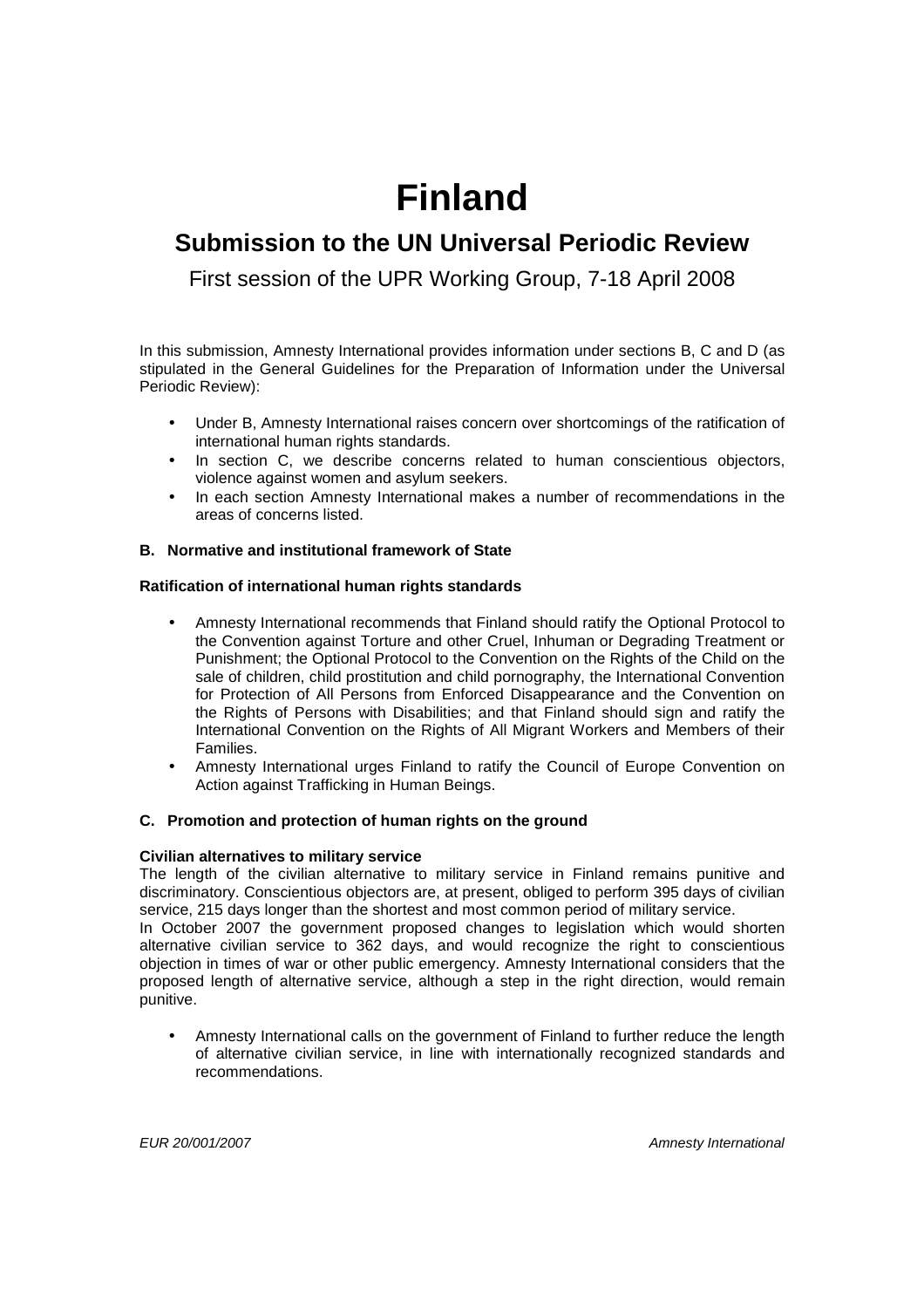# Finland

## Submission to the UN Universal Periodic Review

First session of the UPR Working Group, 7-18 April 2008

In this submission, Amnesty International provides information under sections B, C and D (as stipulated in the General Guidelines for the Preparation of Information under the Universal Periodic Review):

- Under B, Amnesty International raises concern over shortcomings of the ratification of international human rights standards.
- In section C, we describe concerns related to human conscientious objectors, violence against women and asylum seekers.
- In each section Amnesty International makes a number of recommendations in the areas of concerns listed.

### B. Normative and institutional framework of State

**Ratification of international human rights standards**

- Amnesty International recommends that Finland should ratify the Optional Protocol to the Convention against Torture and other Cruel, Inhuman or Degrading Treatment or Punishment; the Optional Protocol to the Convention on the Rights of the Child on the sale of children, child prostitution and child pornography, the International Convention for Protection of All Persons from Enforced Disappearance and the Convention on the Rights of Persons with Disabilities; and that Finland should sign and ratify the International Convention on the Rights of All Migrant Workers and Members of their Families.
- Amnesty International urges Finland to ratify the Council of Europe Convention on Action against Trafficking in Human Beings.

### C. Promotion and protection of human rights on the ground

**Civilian alternatives to military service**

The length of the civilian alternative to military service in Finland remains punitive and discriminatory. Conscientious objectors are, at present, obliged to perform 395 days of civilian service, 215 days longer than the shortest and most common period of military service.

In October 2007 the government proposed changes to legislation which would shorten alternative civilian service to 362 days, and would recognize the right to conscientious objection in times of war or other public emergency. Amnesty International considers that the proposed length of alternative service, although a step in the right direction, would remain punitive.

- Amnesty International calls on the government of Finland to further reduce the length of alternative civilian service, in line with internationally recognized standards and recommendations.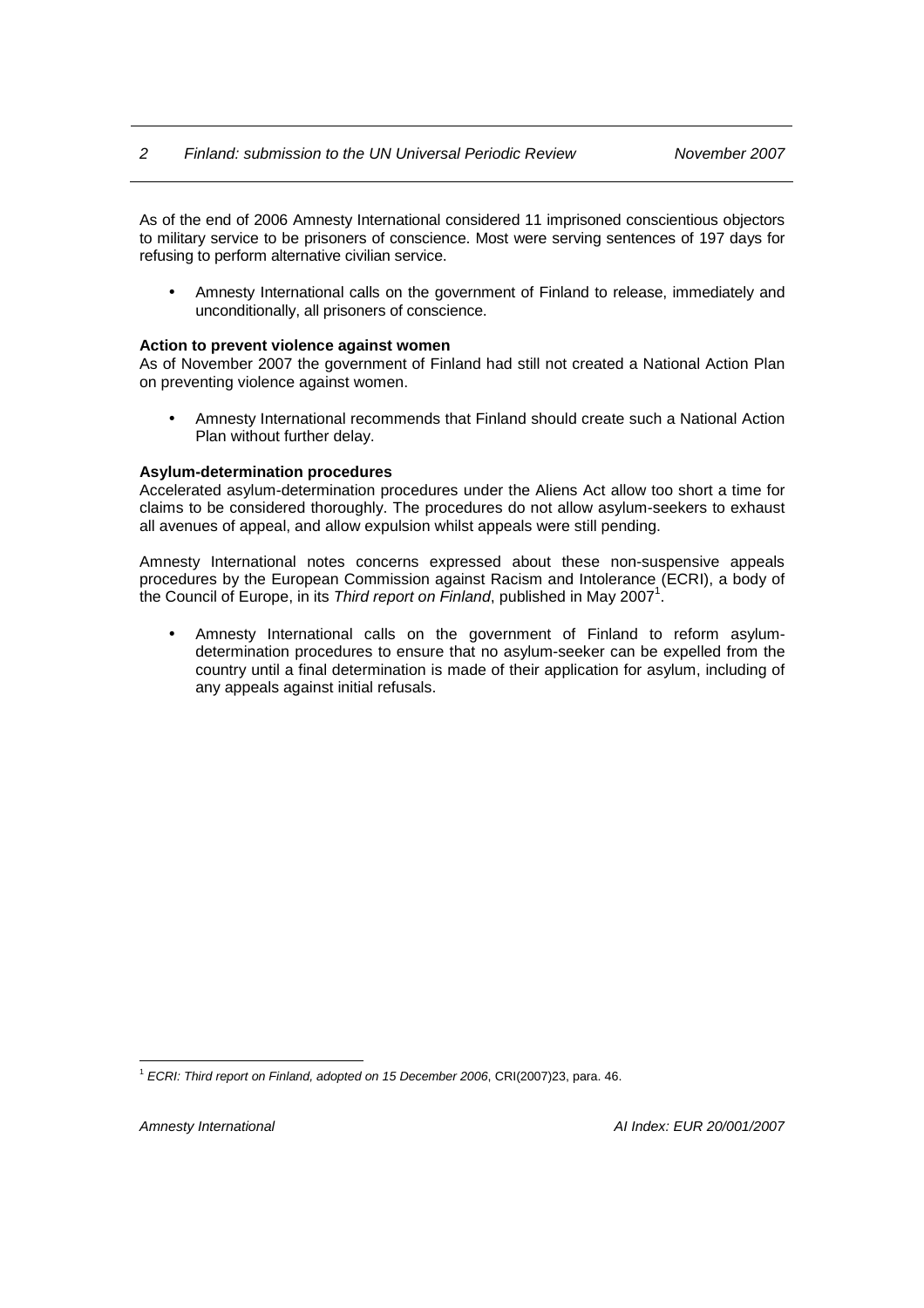As of the end of 2006 Amnesty International considered 11 imprisoned conscientious objectors to military service to be prisoners of conscience. Most were serving sentences of 197 days for refusing to perform alternative civilian service.

- Amnesty International calls on the government of Finland to release, immediately and unconditionally, all prisoners of conscience.

**Action to prevent violence against women**

As of November 2007 the government of Finland had still not created a National Action Plan on preventing violence against women.

- Amnesty International recommends that Finland should create such a National Action Plan without further delay.

**Asylum-determination procedures**

Accelerated asylum-determination procedures under the Aliens Act allow too short a time for claims to be considered thoroughly. The procedures do not allow asylum-seekers to exhaust all avenues of appeal, and allow expulsion whilst appeals were still pending.

Amnesty International notes concerns expressed about these non-suspensive appeals procedures by the European Commission against Racism and Intolerance (ECRI), a body of the Council of Europe, in its *Third report on Finland*, published in May 2007[1].

- Amnesty International calls on the government of Finland to reform asylum-determination procedures to ensure that no asylum-seeker can be expelled from the country until a final determination is made of their application for asylum, including of any appeals against initial refusals.

[1] *ECRI: Third report on Finland, adopted on 15 December 2006*, CRI(2007)23, para. 46.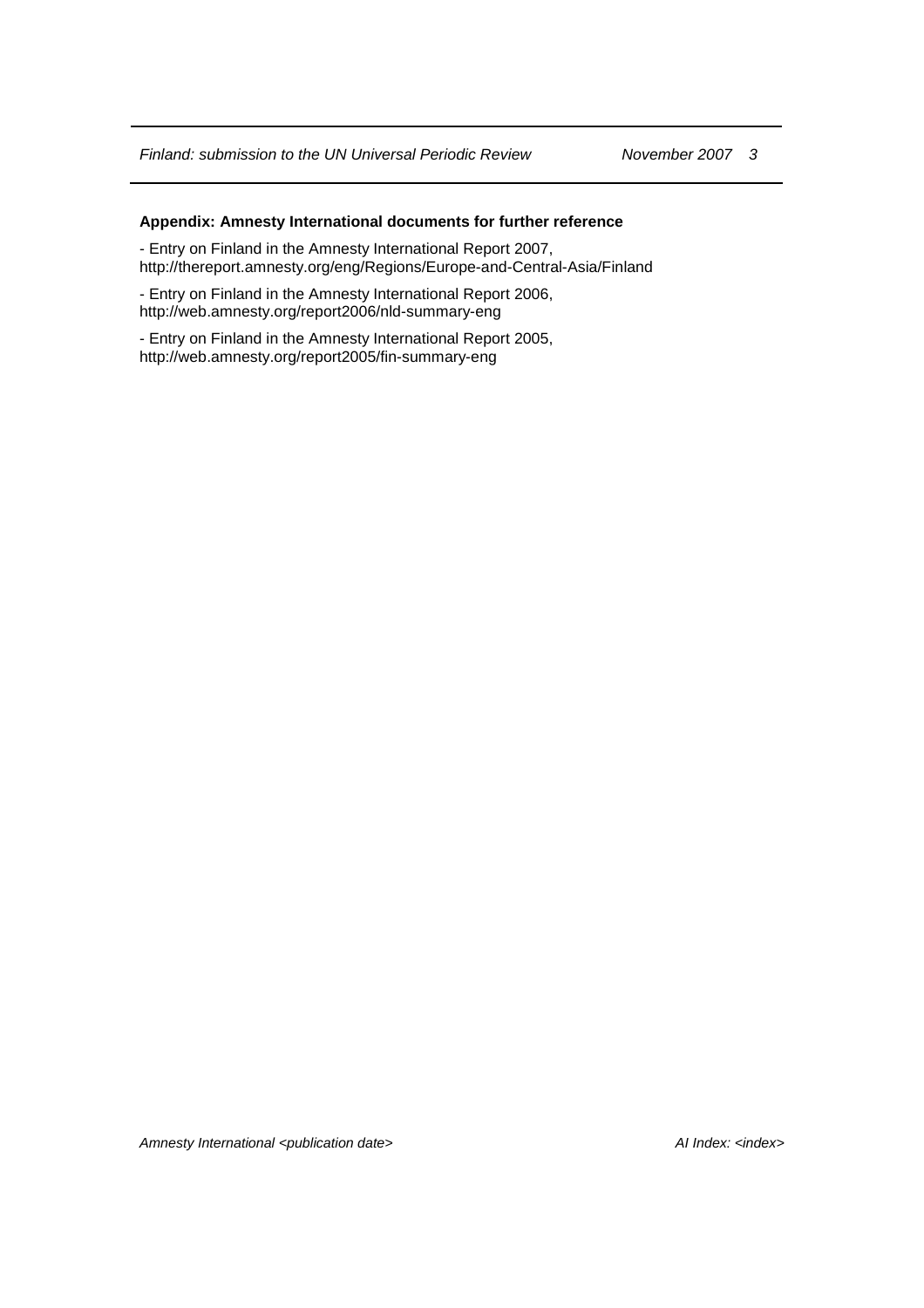**Appendix: Amnesty International documents for further reference**

- Entry on Finland in the Amnesty International Report 2007,
http://thereport.amnesty.org/eng/Regions/Europe-and-Central-Asia/Finland

- Entry on Finland in the Amnesty International Report 2006,
http://web.amnesty.org/report2006/nld-summary-eng

- Entry on Finland in the Amnesty International Report 2005,
http://web.amnesty.org/report2005/fin-summary-eng